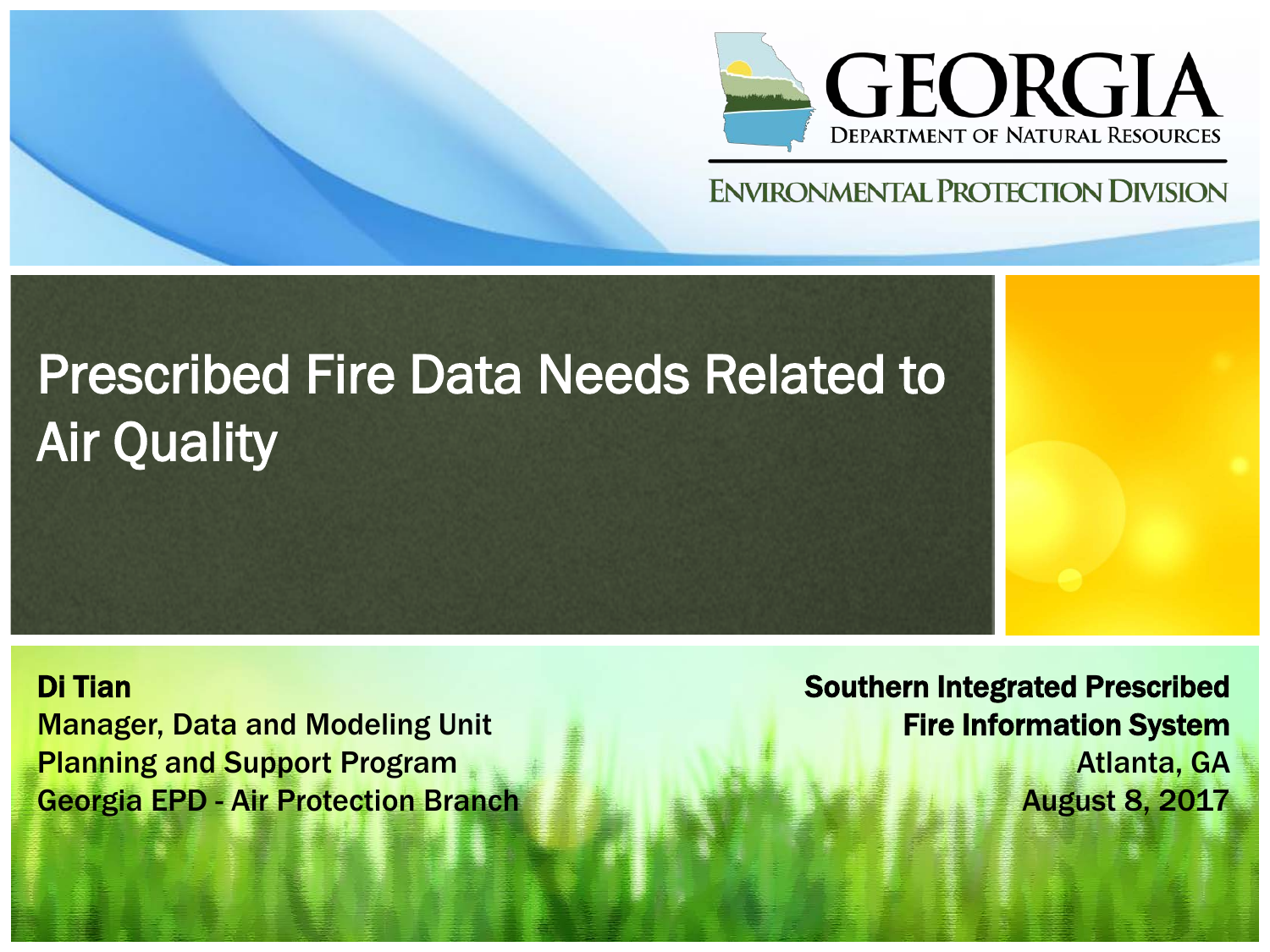GEORGIA
DEPARTMENT OF NATURAL RESOURCES

ENVIRONMENTAL PROTECTION DIVISION

# Prescribed Fire Data Needs Related to Air Quality

**Di Tian**
Manager, Data and Modeling Unit
Planning and Support Program
Georgia EPD - Air Protection Branch

**Southern Integrated Prescribed Fire Information System**
Atlanta, GA
August 8, 2017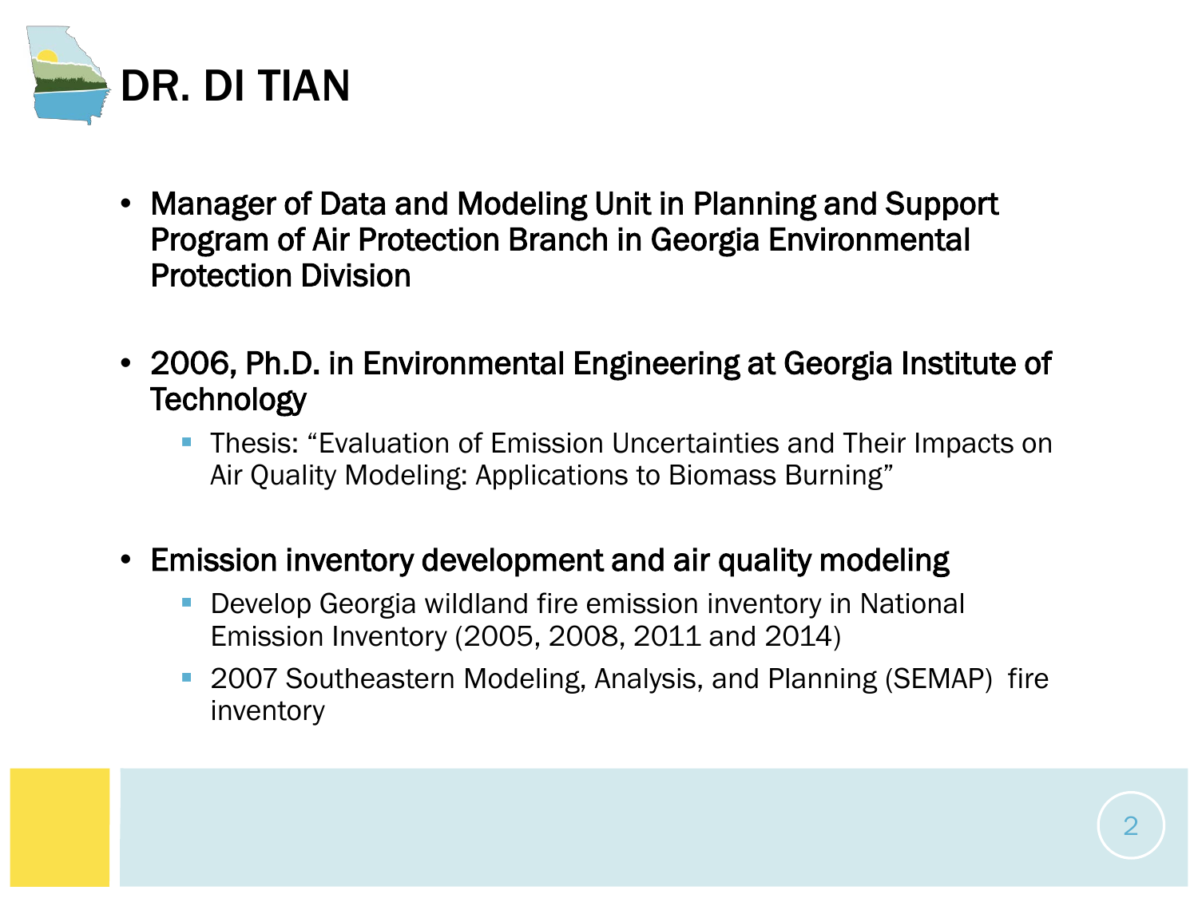# DR. DI TIAN

- Manager of Data and Modeling Unit in Planning and Support Program of Air Protection Branch in Georgia Environmental Protection Division

- 2006, Ph.D. in Environmental Engineering at Georgia Institute of Technology
  - Thesis: "Evaluation of Emission Uncertainties and Their Impacts on Air Quality Modeling: Applications to Biomass Burning"

- Emission inventory development and air quality modeling
  - Develop Georgia wildland fire emission inventory in National Emission Inventory (2005, 2008, 2011 and 2014)
  - 2007 Southeastern Modeling, Analysis, and Planning (SEMAP) fire inventory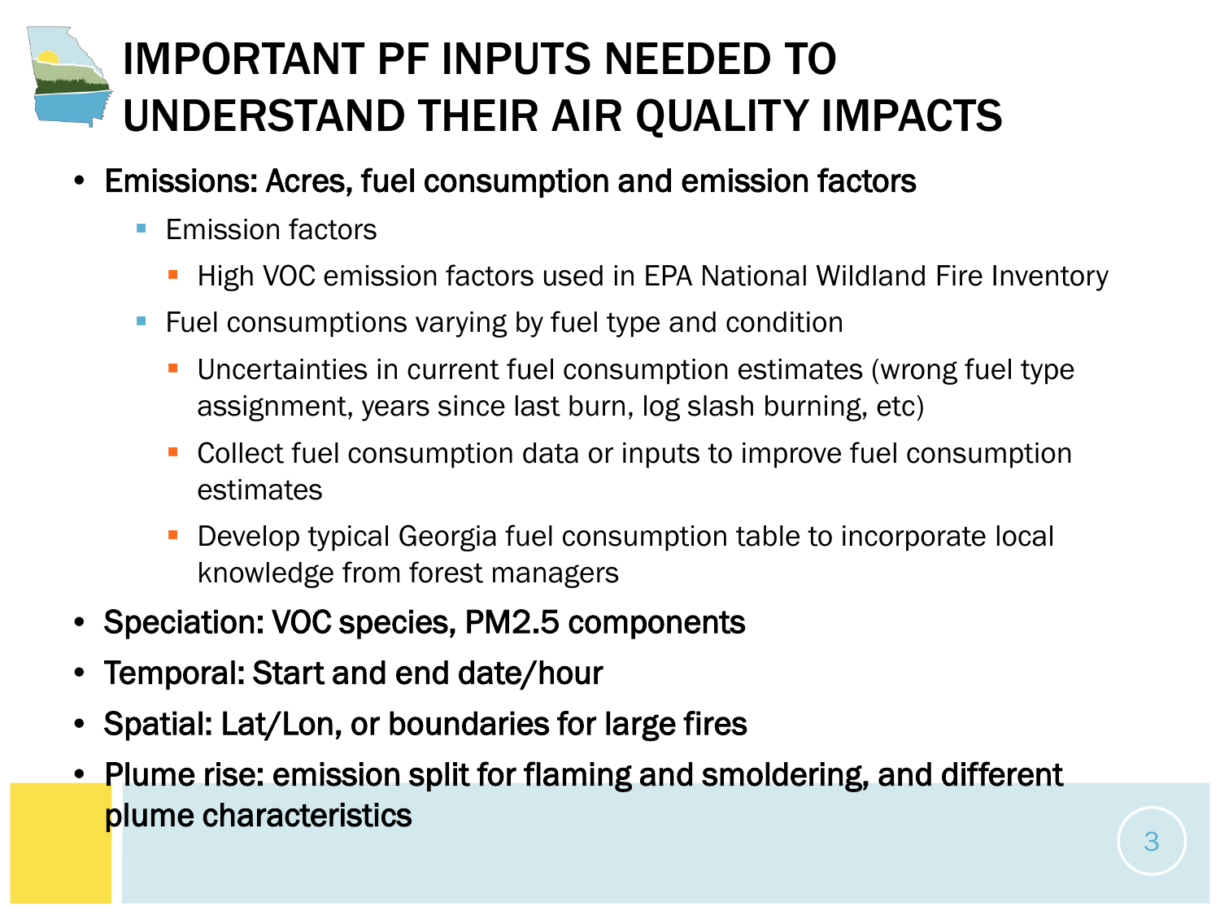# IMPORTANT PF INPUTS NEEDED TO UNDERSTAND THEIR AIR QUALITY IMPACTS

- **Emissions: Acres, fuel consumption and emission factors**
  - Emission factors
    - High VOC emission factors used in EPA National Wildland Fire Inventory
  - Fuel consumptions varying by fuel type and condition
    - Uncertainties in current fuel consumption estimates (wrong fuel type assignment, years since last burn, log slash burning, etc)
    - Collect fuel consumption data or inputs to improve fuel consumption estimates
    - Develop typical Georgia fuel consumption table to incorporate local knowledge from forest managers
- **Speciation: VOC species, PM2.5 components**
- **Temporal: Start and end date/hour**
- **Spatial: Lat/Lon, or boundaries for large fires**
- **Plume rise: emission split for flaming and smoldering, and different plume characteristics**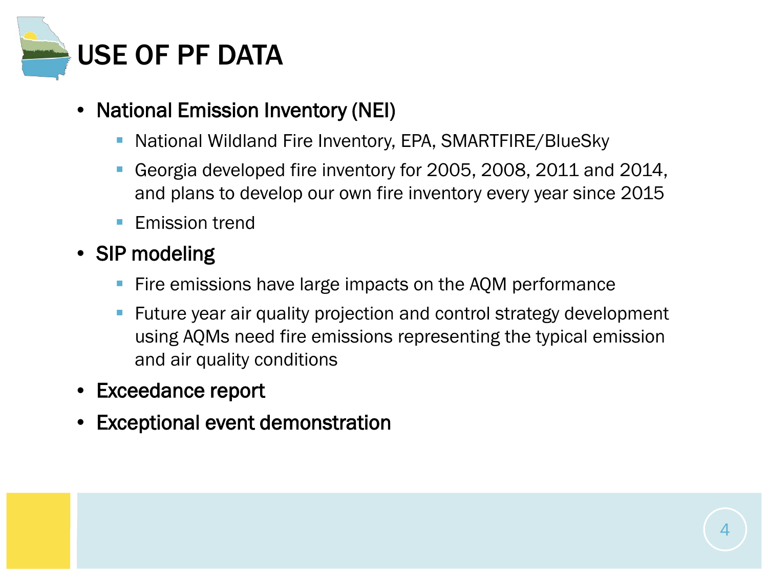# USE OF PF DATA

- National Emission Inventory (NEI)
  - National Wildland Fire Inventory, EPA, SMARTFIRE/BlueSky
  - Georgia developed fire inventory for 2005, 2008, 2011 and 2014, and plans to develop our own fire inventory every year since 2015
  - Emission trend
- SIP modeling
  - Fire emissions have large impacts on the AQM performance
  - Future year air quality projection and control strategy development using AQMs need fire emissions representing the typical emission and air quality conditions
- Exceedance report
- Exceptional event demonstration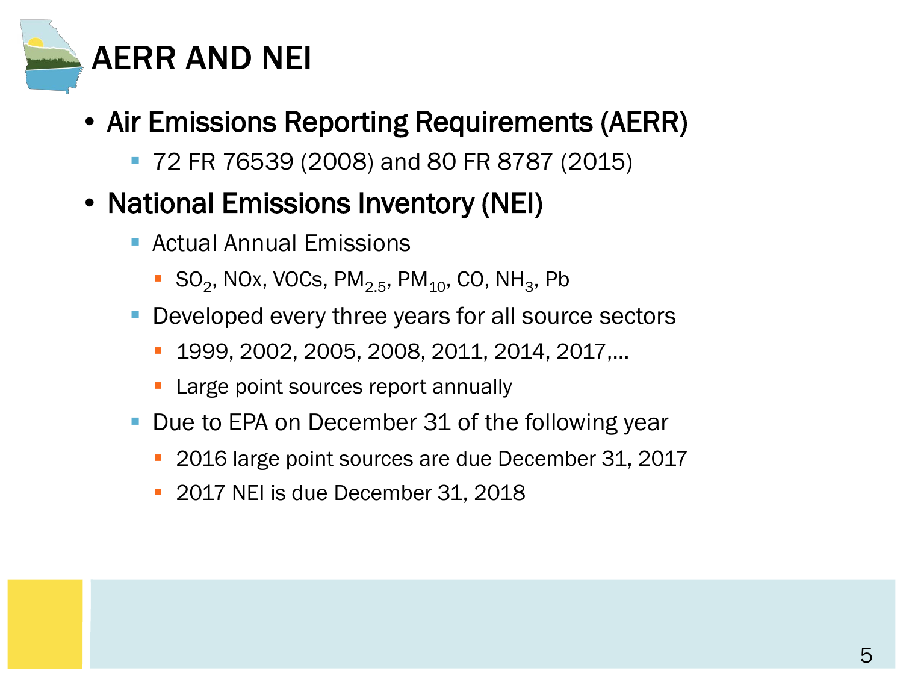# AERR AND NEI

- **Air Emissions Reporting Requirements (AERR)**
  - 72 FR 76539 (2008) and 80 FR 8787 (2015)
- **National Emissions Inventory (NEI)**
  - Actual Annual Emissions
    - $SO_2$, NOx, VOCs, $PM_{2.5}$, $PM_{10}$, CO, $NH_3$, Pb
  - Developed every three years for all source sectors
    - 1999, 2002, 2005, 2008, 2011, 2014, 2017,…
    - Large point sources report annually
  - Due to EPA on December 31 of the following year
    - 2016 large point sources are due December 31, 2017
    - 2017 NEI is due December 31, 2018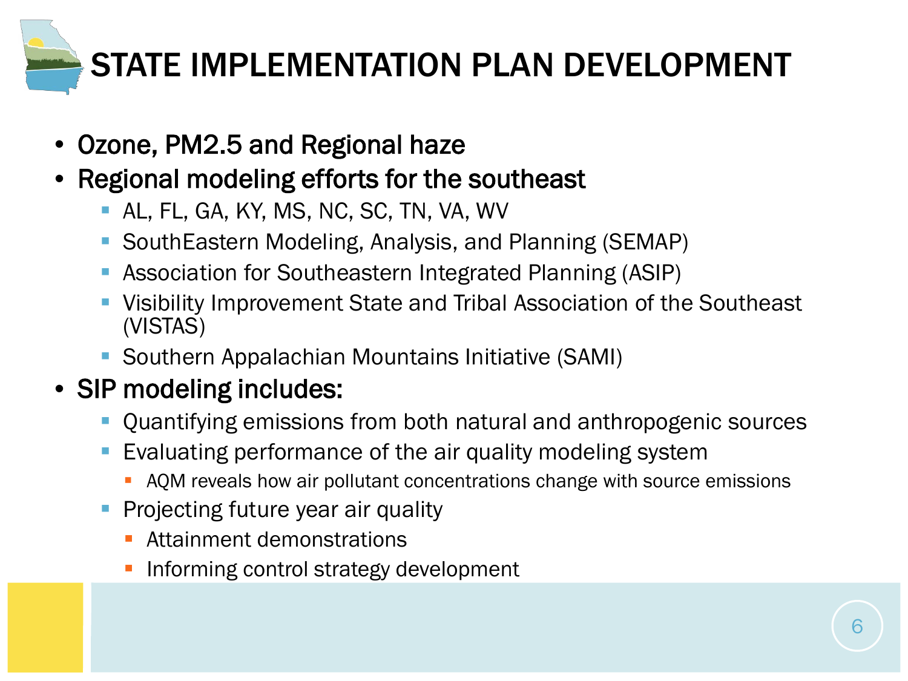# STATE IMPLEMENTATION PLAN DEVELOPMENT

- Ozone, PM2.5 and Regional haze
- Regional modeling efforts for the southeast
  - AL, FL, GA, KY, MS, NC, SC, TN, VA, WV
  - SouthEastern Modeling, Analysis, and Planning (SEMAP)
  - Association for Southeastern Integrated Planning (ASIP)
  - Visibility Improvement State and Tribal Association of the Southeast (VISTAS)
  - Southern Appalachian Mountains Initiative (SAMI)
- SIP modeling includes:
  - Quantifying emissions from both natural and anthropogenic sources
  - Evaluating performance of the air quality modeling system
    - AQM reveals how air pollutant concentrations change with source emissions
  - Projecting future year air quality
    - Attainment demonstrations
    - Informing control strategy development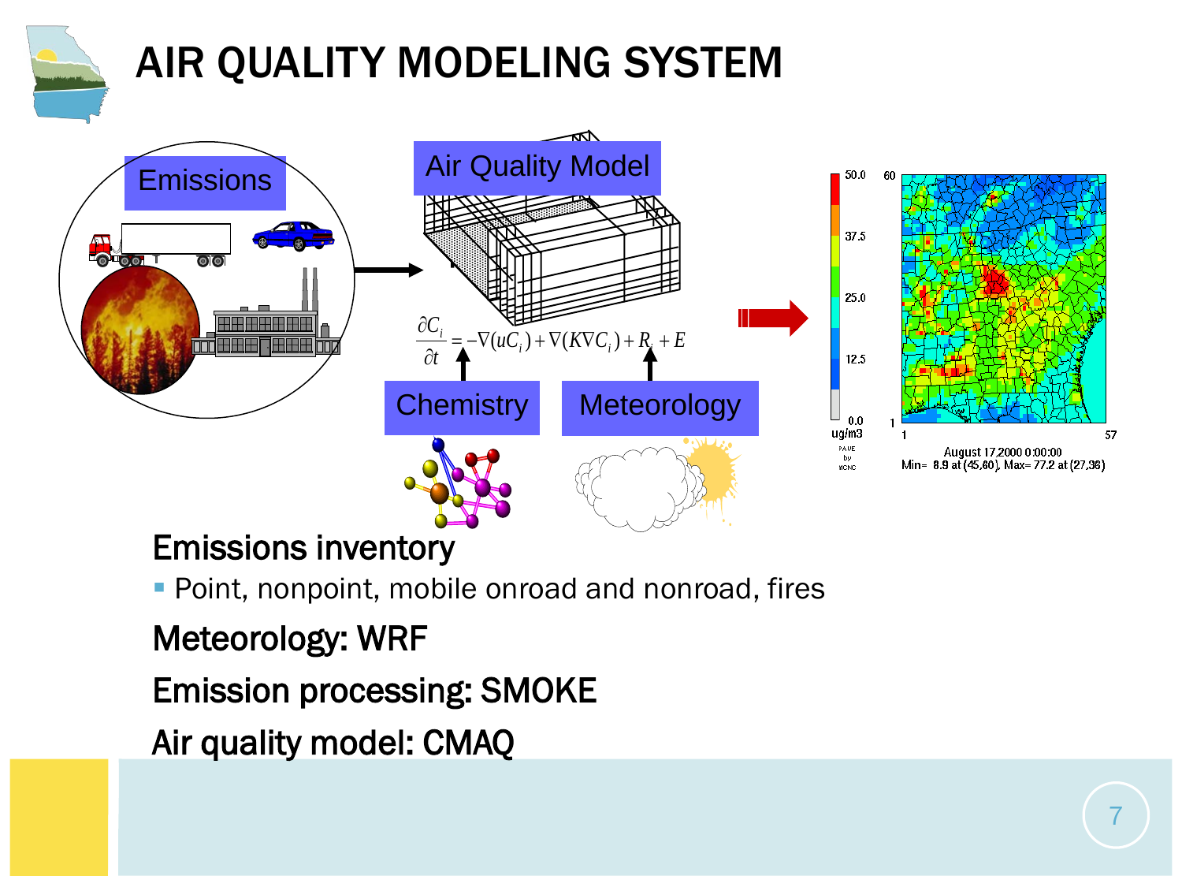# AIR QUALITY MODELING SYSTEM

Emissions

Air Quality Model

$$\frac{\partial C_i}{\partial t} = -\nabla(uC_i) + \nabla(K\nabla C_i) + R_i + E$$

Chemistry

Meteorology

50.0
37.5
25.0
12.5
0.0
ug/m3

August 17,2000 0:00:00
Min= 8.9 at (45,60), Max= 77.2 at (27,36)

## Emissions inventory

- Point, nonpoint, mobile onroad and nonroad, fires

## Meteorology: WRF

## Emission processing: SMOKE

## Air quality model: CMAQ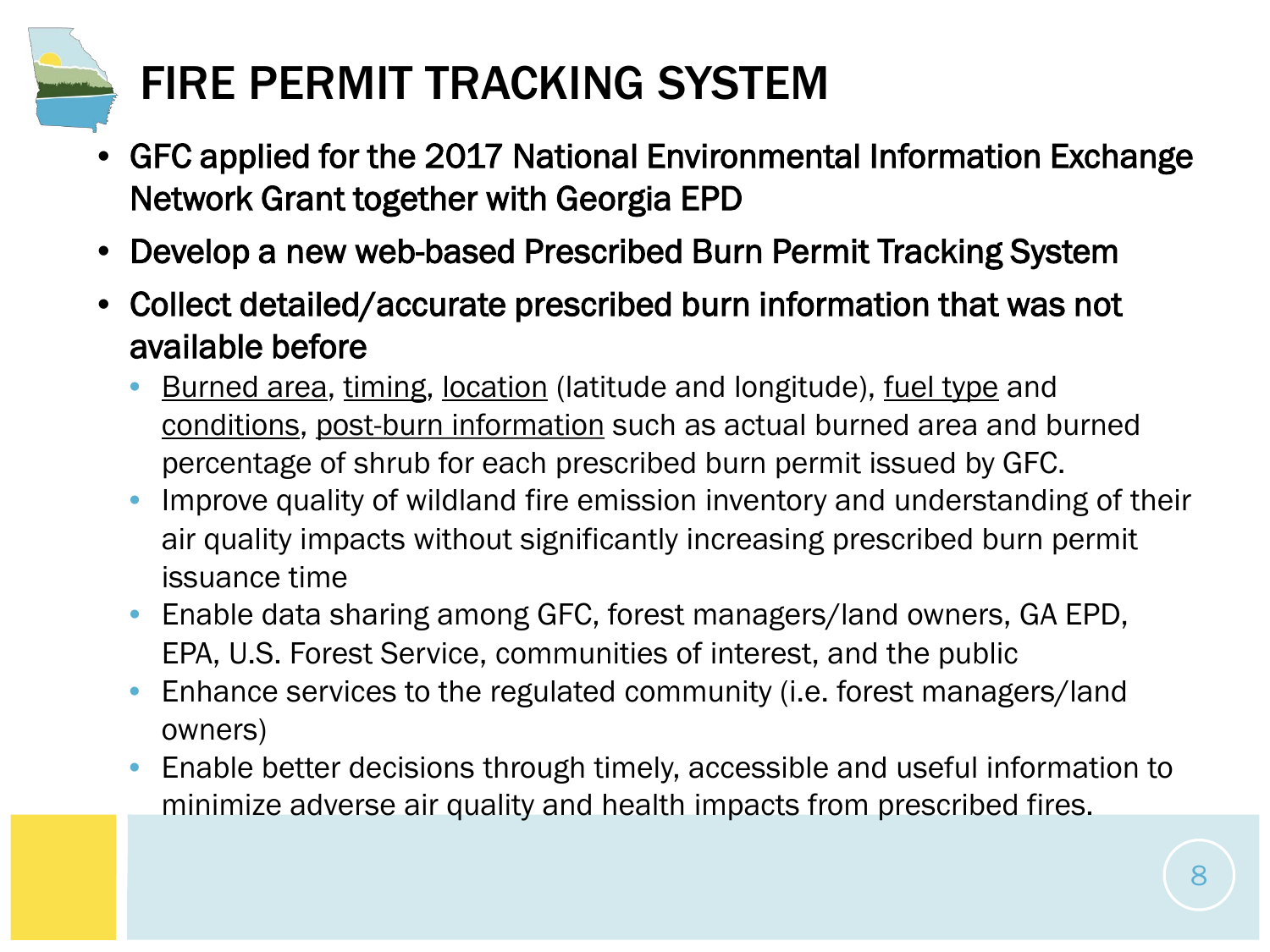# FIRE PERMIT TRACKING SYSTEM

- GFC applied for the 2017 National Environmental Information Exchange Network Grant together with Georgia EPD
- Develop a new web-based Prescribed Burn Permit Tracking System
- Collect detailed/accurate prescribed burn information that was not available before
  - Burned area, timing, location (latitude and longitude), fuel type and conditions, post-burn information such as actual burned area and burned percentage of shrub for each prescribed burn permit issued by GFC.
  - Improve quality of wildland fire emission inventory and understanding of their air quality impacts without significantly increasing prescribed burn permit issuance time
  - Enable data sharing among GFC, forest managers/land owners, GA EPD, EPA, U.S. Forest Service, communities of interest, and the public
  - Enhance services to the regulated community (i.e. forest managers/land owners)
  - Enable better decisions through timely, accessible and useful information to minimize adverse air quality and health impacts from prescribed fires.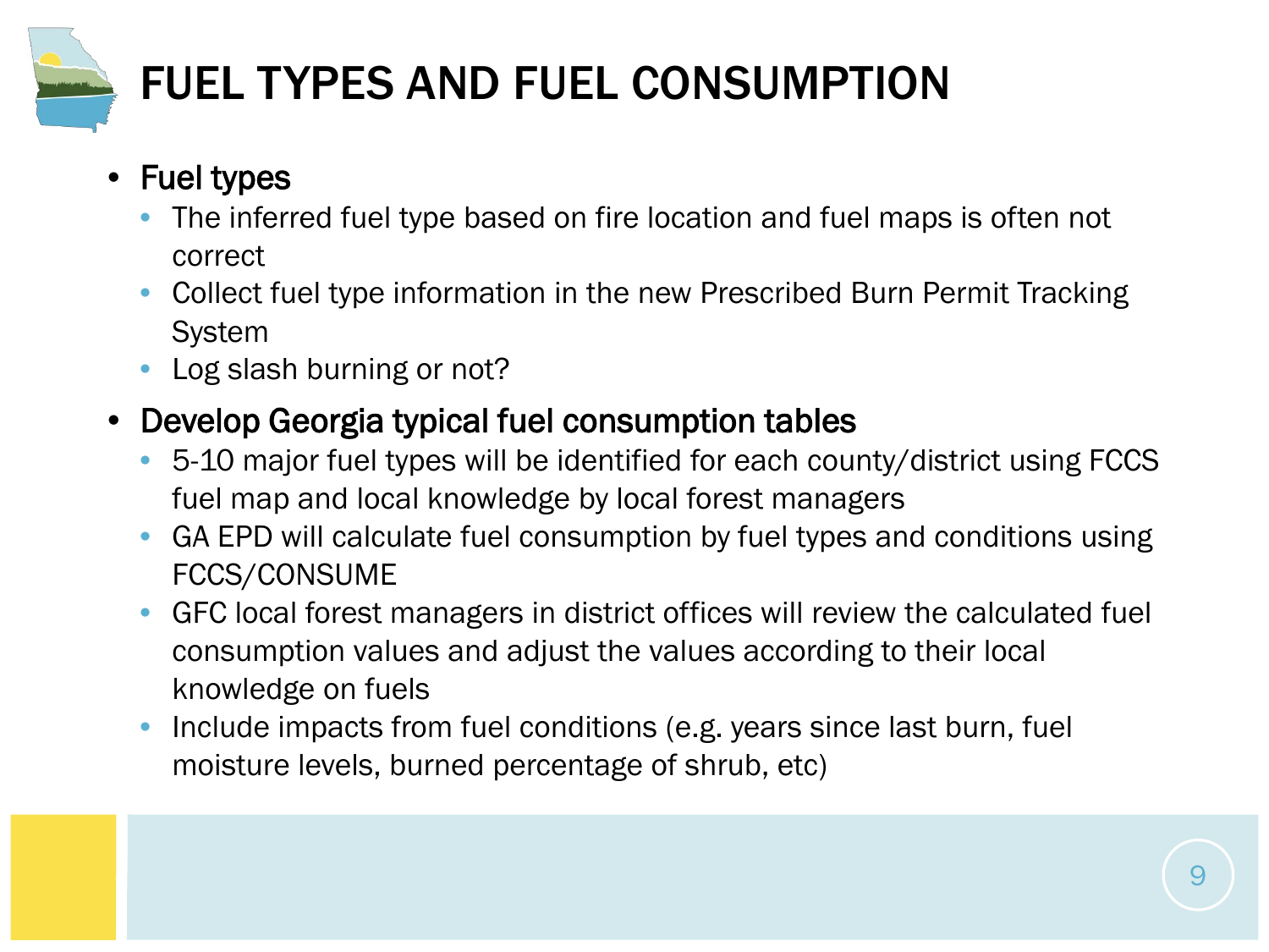# FUEL TYPES AND FUEL CONSUMPTION

- Fuel types
  - The inferred fuel type based on fire location and fuel maps is often not correct
  - Collect fuel type information in the new Prescribed Burn Permit Tracking System
  - Log slash burning or not?
- Develop Georgia typical fuel consumption tables
  - 5-10 major fuel types will be identified for each county/district using FCCS fuel map and local knowledge by local forest managers
  - GA EPD will calculate fuel consumption by fuel types and conditions using FCCS/CONSUME
  - GFC local forest managers in district offices will review the calculated fuel consumption values and adjust the values according to their local knowledge on fuels
  - Include impacts from fuel conditions (e.g. years since last burn, fuel moisture levels, burned percentage of shrub, etc)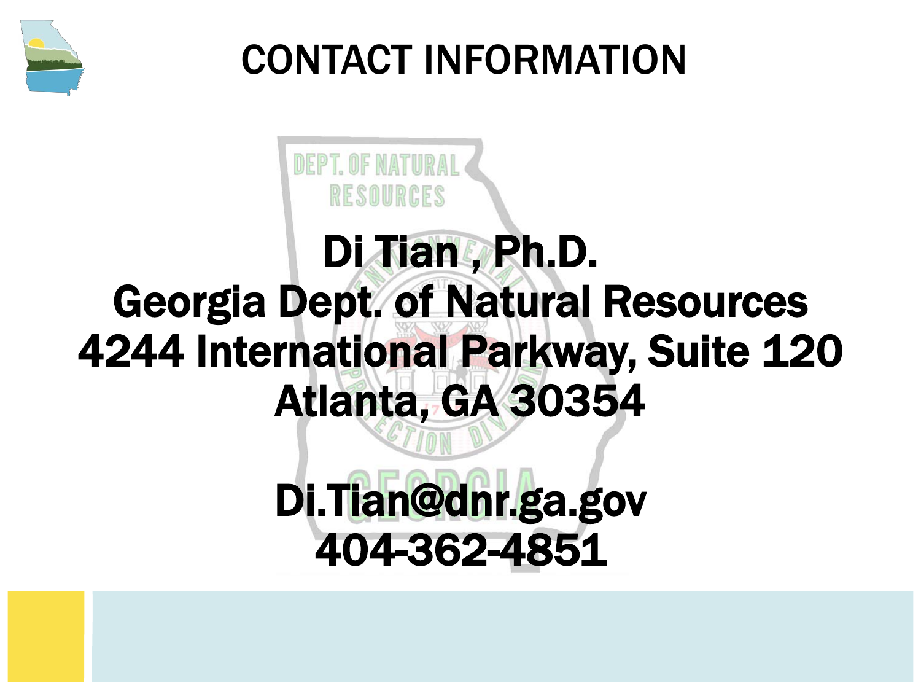# CONTACT INFORMATION

**Di Tian , Ph.D.**
**Georgia Dept. of Natural Resources**
**4244 International Parkway, Suite 120**
**Atlanta, GA 30354**

**Di.Tian@dnr.ga.gov**
**404-362-4851**